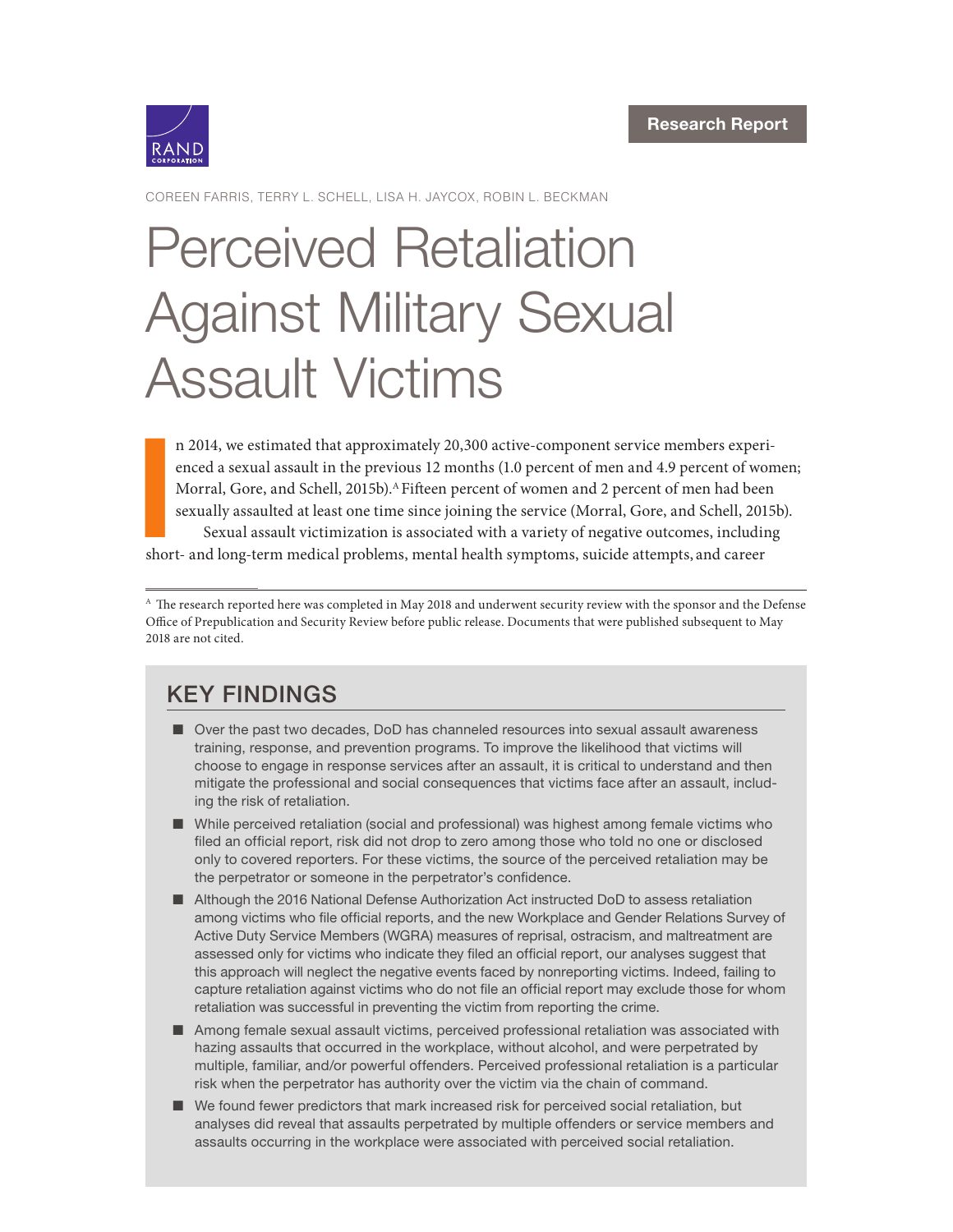Research Report

COREEN FARRIS, TERRY L. SCHELL, LISA H. JAYCOX, ROBIN L. BECKMAN

# Perceived Retaliation Against Military Sexual Assault Victims

In 2014, we estimated that approximately 20,300 active-component service members experienced a sexual assault in the previous 12 months (1.0 percent of men and 4.9 percent of women; Morral, Gore, and Schell, 2015b).[A] Fifteen percent of women and 2 percent of men had been sexually assaulted at least one time since joining the service (Morral, Gore, and Schell, 2015b).

Sexual assault victimization is associated with a variety of negative outcomes, including short- and long-term medical problems, mental health symptoms, suicide attempts, and career

[A] The research reported here was completed in May 2018 and underwent security review with the sponsor and the Defense Office of Prepublication and Security Review before public release. Documents that were published subsequent to May 2018 are not cited.

## KEY FINDINGS

- Over the past two decades, DoD has channeled resources into sexual assault awareness training, response, and prevention programs. To improve the likelihood that victims will choose to engage in response services after an assault, it is critical to understand and then mitigate the professional and social consequences that victims face after an assault, including the risk of retaliation.
- While perceived retaliation (social and professional) was highest among female victims who filed an official report, risk did not drop to zero among those who told no one or disclosed only to covered reporters. For these victims, the source of the perceived retaliation may be the perpetrator or someone in the perpetrator's confidence.
- Although the 2016 National Defense Authorization Act instructed DoD to assess retaliation among victims who file official reports, and the new Workplace and Gender Relations Survey of Active Duty Service Members (WGRA) measures of reprisal, ostracism, and maltreatment are assessed only for victims who indicate they filed an official report, our analyses suggest that this approach will neglect the negative events faced by nonreporting victims. Indeed, failing to capture retaliation against victims who do not file an official report may exclude those for whom retaliation was successful in preventing the victim from reporting the crime.
- Among female sexual assault victims, perceived professional retaliation was associated with hazing assaults that occurred in the workplace, without alcohol, and were perpetrated by multiple, familiar, and/or powerful offenders. Perceived professional retaliation is a particular risk when the perpetrator has authority over the victim via the chain of command.
- We found fewer predictors that mark increased risk for perceived social retaliation, but analyses did reveal that assaults perpetrated by multiple offenders or service members and assaults occurring in the workplace were associated with perceived social retaliation.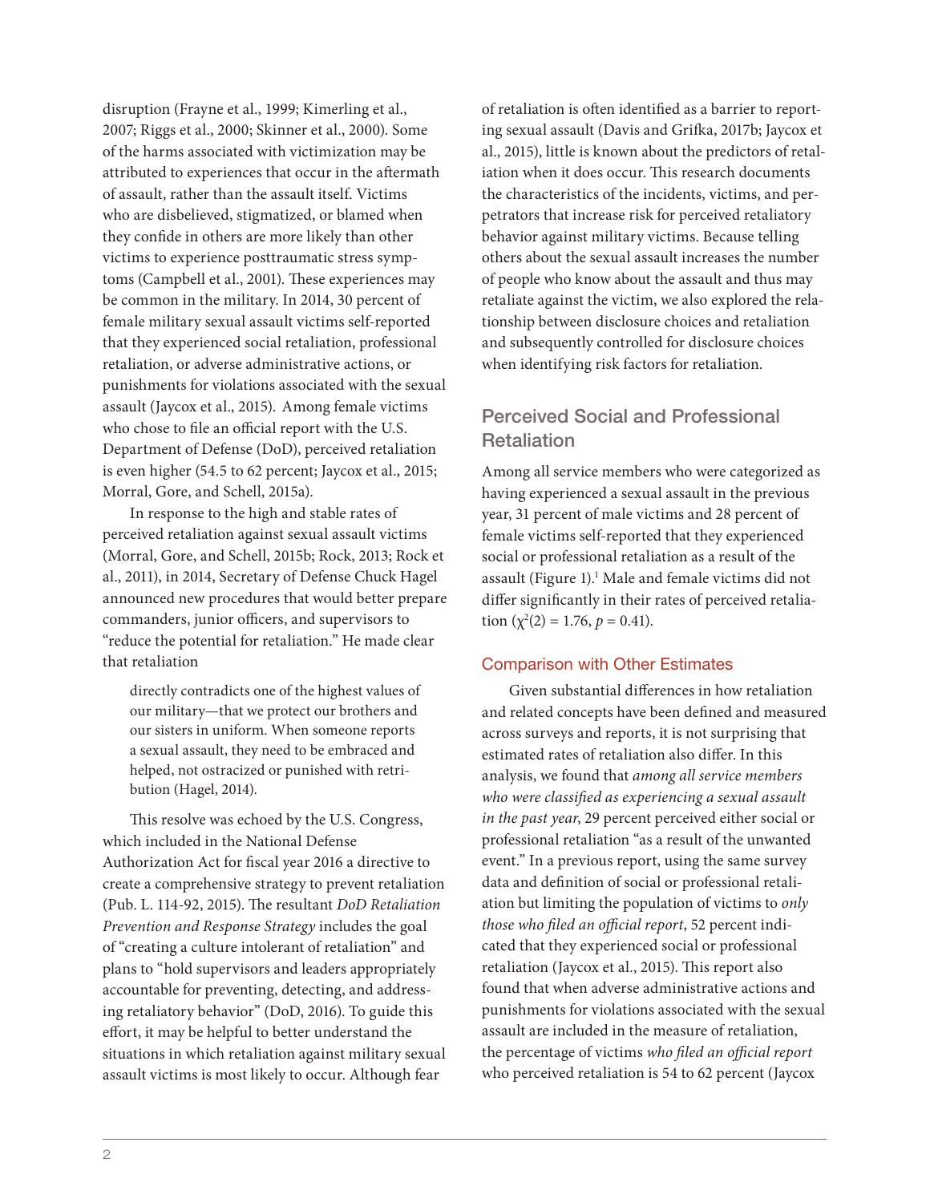disruption (Frayne et al., 1999; Kimerling et al., 2007; Riggs et al., 2000; Skinner et al., 2000). Some of the harms associated with victimization may be attributed to experiences that occur in the aftermath of assault, rather than the assault itself. Victims who are disbelieved, stigmatized, or blamed when they confide in others are more likely than other victims to experience posttraumatic stress symptoms (Campbell et al., 2001). These experiences may be common in the military. In 2014, 30 percent of female military sexual assault victims self-reported that they experienced social retaliation, professional retaliation, or adverse administrative actions, or punishments for violations associated with the sexual assault (Jaycox et al., 2015). Among female victims who chose to file an official report with the U.S. Department of Defense (DoD), perceived retaliation is even higher (54.5 to 62 percent; Jaycox et al., 2015; Morral, Gore, and Schell, 2015a).

In response to the high and stable rates of perceived retaliation against sexual assault victims (Morral, Gore, and Schell, 2015b; Rock, 2013; Rock et al., 2011), in 2014, Secretary of Defense Chuck Hagel announced new procedures that would better prepare commanders, junior officers, and supervisors to "reduce the potential for retaliation." He made clear that retaliation

> directly contradicts one of the highest values of our military—that we protect our brothers and our sisters in uniform. When someone reports a sexual assault, they need to be embraced and helped, not ostracized or punished with retribution (Hagel, 2014).

This resolve was echoed by the U.S. Congress, which included in the National Defense Authorization Act for fiscal year 2016 a directive to create a comprehensive strategy to prevent retaliation (Pub. L. 114-92, 2015). The resultant *DoD Retaliation Prevention and Response Strategy* includes the goal of "creating a culture intolerant of retaliation" and plans to "hold supervisors and leaders appropriately accountable for preventing, detecting, and addressing retaliatory behavior" (DoD, 2016). To guide this effort, it may be helpful to better understand the situations in which retaliation against military sexual assault victims is most likely to occur. Although fear of retaliation is often identified as a barrier to reporting sexual assault (Davis and Grifka, 2017b; Jaycox et al., 2015), little is known about the predictors of retaliation when it does occur. This research documents the characteristics of the incidents, victims, and perpetrators that increase risk for perceived retaliatory behavior against military victims. Because telling others about the sexual assault increases the number of people who know about the assault and thus may retaliate against the victim, we also explored the relationship between disclosure choices and retaliation and subsequently controlled for disclosure choices when identifying risk factors for retaliation.

## Perceived Social and Professional Retaliation

Among all service members who were categorized as having experienced a sexual assault in the previous year, 31 percent of male victims and 28 percent of female victims self-reported that they experienced social or professional retaliation as a result of the assault (Figure 1).[1] Male and female victims did not differ significantly in their rates of perceived retaliation ($\chi^2(2) = 1.76$, $p = 0.41$).

### Comparison with Other Estimates

Given substantial differences in how retaliation and related concepts have been defined and measured across surveys and reports, it is not surprising that estimated rates of retaliation also differ. In this analysis, we found that *among all service members who were classified as experiencing a sexual assault in the past year*, 29 percent perceived either social or professional retaliation "as a result of the unwanted event." In a previous report, using the same survey data and definition of social or professional retaliation but limiting the population of victims to *only those who filed an official report*, 52 percent indicated that they experienced social or professional retaliation (Jaycox et al., 2015). This report also found that when adverse administrative actions and punishments for violations associated with the sexual assault are included in the measure of retaliation, the percentage of victims *who filed an official report* who perceived retaliation is 54 to 62 percent (Jaycox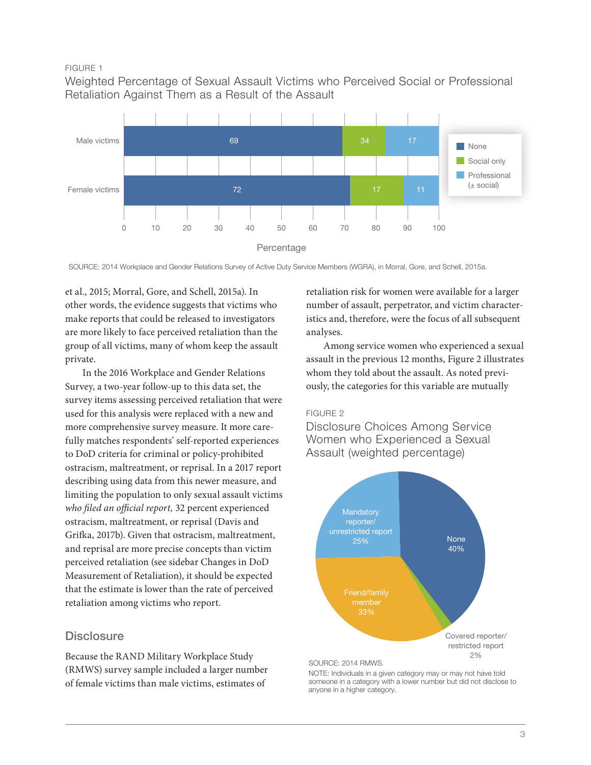FIGURE 1

Weighted Percentage of Sexual Assault Victims who Perceived Social or Professional Retaliation Against Them as a Result of the Assault

| | None | Social only | Professional (± social) |
|---|---|---|---|
| Male victims | 69 | 34 | 17 |
| Female victims | 72 | 17 | 11 |

SOURCE: 2014 Workplace and Gender Relations Survey of Active Duty Service Members (WGRA), in Morral, Gore, and Schell, 2015a.

et al., 2015; Morral, Gore, and Schell, 2015a). In other words, the evidence suggests that victims who make reports that could be released to investigators are more likely to face perceived retaliation than the group of all victims, many of whom keep the assault private.

In the 2016 Workplace and Gender Relations Survey, a two-year follow-up to this data set, the survey items assessing perceived retaliation that were used for this analysis were replaced with a new and more comprehensive survey measure. It more carefully matches respondents' self-reported experiences to DoD criteria for criminal or policy-prohibited ostracism, maltreatment, or reprisal. In a 2017 report describing using data from this newer measure, and limiting the population to only sexual assault victims *who filed an official report,* 32 percent experienced ostracism, maltreatment, or reprisal (Davis and Grifka, 2017b). Given that ostracism, maltreatment, and reprisal are more precise concepts than victim perceived retaliation (see sidebar Changes in DoD Measurement of Retaliation), it should be expected that the estimate is lower than the rate of perceived retaliation among victims who report.

## Disclosure

Because the RAND Military Workplace Study (RMWS) survey sample included a larger number of female victims than male victims, estimates of retaliation risk for women were available for a larger number of assault, perpetrator, and victim characteristics and, therefore, were the focus of all subsequent analyses.

Among service women who experienced a sexual assault in the previous 12 months, Figure 2 illustrates whom they told about the assault. As noted previously, the categories for this variable are mutually

FIGURE 2

Disclosure Choices Among Service Women who Experienced a Sexual Assault (weighted percentage)

| Category | Percentage |
|---|---|
| None | 40% |
| Covered reporter/restricted report | 2% |
| Friend/family member | 33% |
| Mandatory reporter/unrestricted report | 25% |

SOURCE: 2014 RMWS.

NOTE: Individuals in a given category may or may not have told someone in a category with a lower number but did not disclose to anyone in a higher category.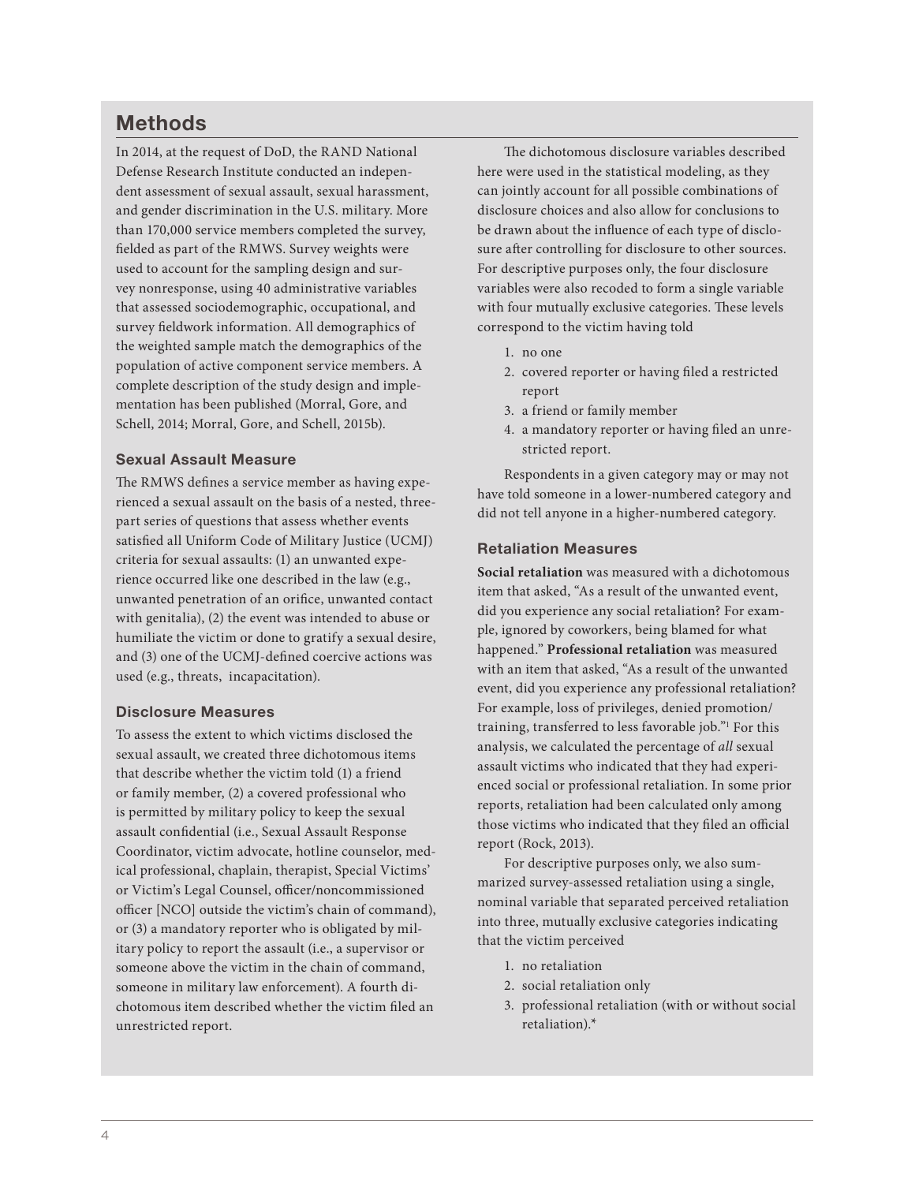## Methods

In 2014, at the request of DoD, the RAND National Defense Research Institute conducted an independent assessment of sexual assault, sexual harassment, and gender discrimination in the U.S. military. More than 170,000 service members completed the survey, fielded as part of the RMWS. Survey weights were used to account for the sampling design and survey nonresponse, using 40 administrative variables that assessed sociodemographic, occupational, and survey fieldwork information. All demographics of the weighted sample match the demographics of the population of active component service members. A complete description of the study design and implementation has been published (Morral, Gore, and Schell, 2014; Morral, Gore, and Schell, 2015b).

### Sexual Assault Measure

The RMWS defines a service member as having experienced a sexual assault on the basis of a nested, three-part series of questions that assess whether events satisfied all Uniform Code of Military Justice (UCMJ) criteria for sexual assaults: (1) an unwanted experience occurred like one described in the law (e.g., unwanted penetration of an orifice, unwanted contact with genitalia), (2) the event was intended to abuse or humiliate the victim or done to gratify a sexual desire, and (3) one of the UCMJ-defined coercive actions was used (e.g., threats, incapacitation).

### Disclosure Measures

To assess the extent to which victims disclosed the sexual assault, we created three dichotomous items that describe whether the victim told (1) a friend or family member, (2) a covered professional who is permitted by military policy to keep the sexual assault confidential (i.e., Sexual Assault Response Coordinator, victim advocate, hotline counselor, medical professional, chaplain, therapist, Special Victims' or Victim's Legal Counsel, officer/noncommissioned officer [NCO] outside the victim's chain of command), or (3) a mandatory reporter who is obligated by military policy to report the assault (i.e., a supervisor or someone above the victim in the chain of command, someone in military law enforcement). A fourth dichotomous item described whether the victim filed an unrestricted report.

The dichotomous disclosure variables described here were used in the statistical modeling, as they can jointly account for all possible combinations of disclosure choices and also allow for conclusions to be drawn about the influence of each type of disclosure after controlling for disclosure to other sources. For descriptive purposes only, the four disclosure variables were also recoded to form a single variable with four mutually exclusive categories. These levels correspond to the victim having told

1. no one
2. covered reporter or having filed a restricted report
3. a friend or family member
4. a mandatory reporter or having filed an unrestricted report.

Respondents in a given category may or may not have told someone in a lower-numbered category and did not tell anyone in a higher-numbered category.

### Retaliation Measures

**Social retaliation** was measured with a dichotomous item that asked, "As a result of the unwanted event, did you experience any social retaliation? For example, ignored by coworkers, being blamed for what happened." **Professional retaliation** was measured with an item that asked, "As a result of the unwanted event, did you experience any professional retaliation? For example, loss of privileges, denied promotion/training, transferred to less favorable job."[1] For this analysis, we calculated the percentage of *all* sexual assault victims who indicated that they had experienced social or professional retaliation. In some prior reports, retaliation had been calculated only among those victims who indicated that they filed an official report (Rock, 2013).

For descriptive purposes only, we also summarized survey-assessed retaliation using a single, nominal variable that separated perceived retaliation into three, mutually exclusive categories indicating that the victim perceived

1. no retaliation
2. social retaliation only
3. professional retaliation (with or without social retaliation).*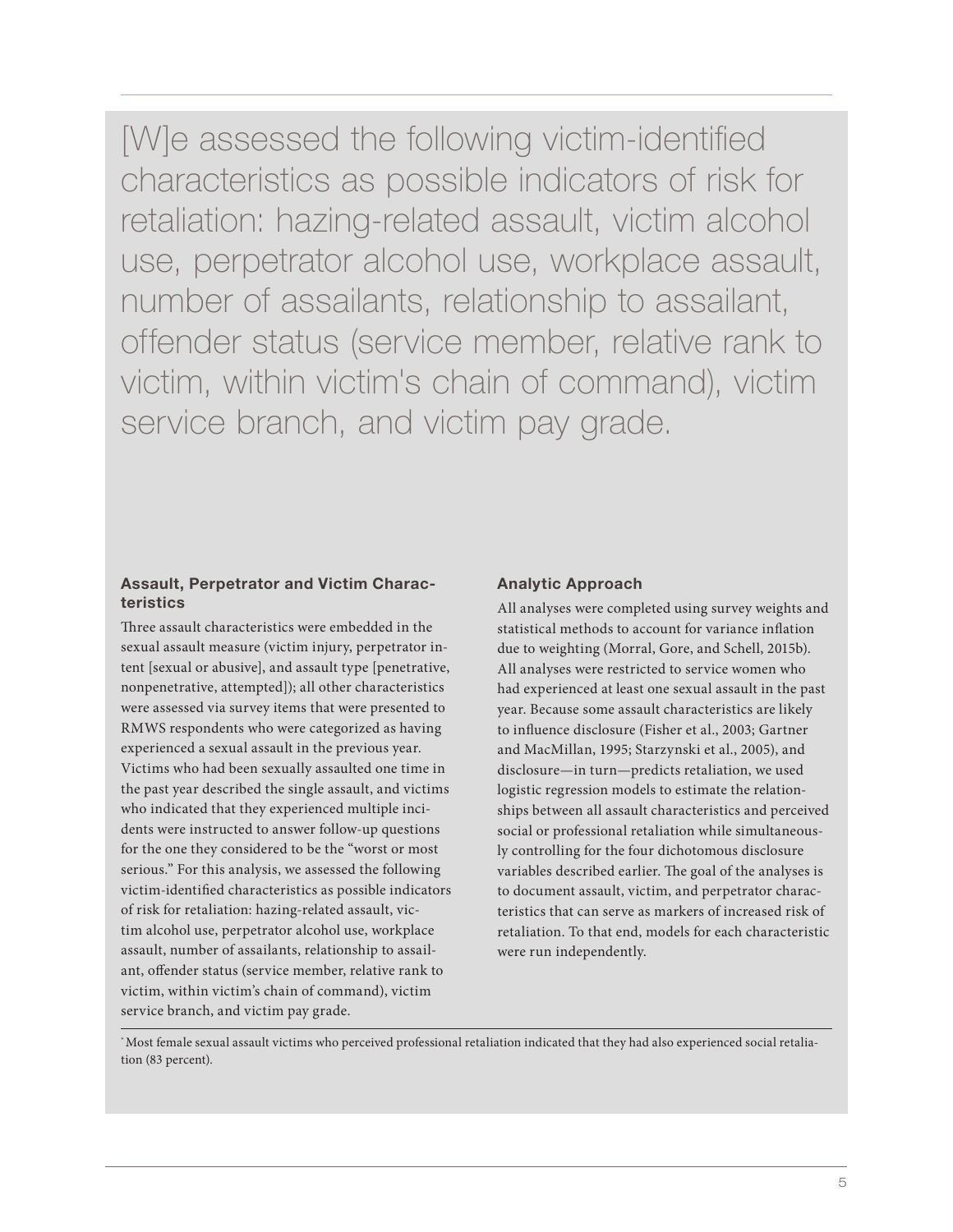> [W]e assessed the following victim-identified characteristics as possible indicators of risk for retaliation: hazing-related assault, victim alcohol use, perpetrator alcohol use, workplace assault, number of assailants, relationship to assailant, offender status (service member, relative rank to victim, within victim's chain of command), victim service branch, and victim pay grade.

### Assault, Perpetrator and Victim Characteristics

Three assault characteristics were embedded in the sexual assault measure (victim injury, perpetrator intent [sexual or abusive], and assault type [penetrative, nonpenetrative, attempted]); all other characteristics were assessed via survey items that were presented to RMWS respondents who were categorized as having experienced a sexual assault in the previous year. Victims who had been sexually assaulted one time in the past year described the single assault, and victims who indicated that they experienced multiple incidents were instructed to answer follow-up questions for the one they considered to be the "worst or most serious." For this analysis, we assessed the following victim-identified characteristics as possible indicators of risk for retaliation: hazing-related assault, victim alcohol use, perpetrator alcohol use, workplace assault, number of assailants, relationship to assailant, offender status (service member, relative rank to victim, within victim's chain of command), victim service branch, and victim pay grade.

### Analytic Approach

All analyses were completed using survey weights and statistical methods to account for variance inflation due to weighting (Morral, Gore, and Schell, 2015b). All analyses were restricted to service women who had experienced at least one sexual assault in the past year. Because some assault characteristics are likely to influence disclosure (Fisher et al., 2003; Gartner and MacMillan, 1995; Starzynski et al., 2005), and disclosure—in turn—predicts retaliation, we used logistic regression models to estimate the relationships between all assault characteristics and perceived social or professional retaliation while simultaneously controlling for the four dichotomous disclosure variables described earlier. The goal of the analyses is to document assault, victim, and perpetrator characteristics that can serve as markers of increased risk of retaliation. To that end, models for each characteristic were run independently.

---

[*] Most female sexual assault victims who perceived professional retaliation indicated that they had also experienced social retaliation (83 percent).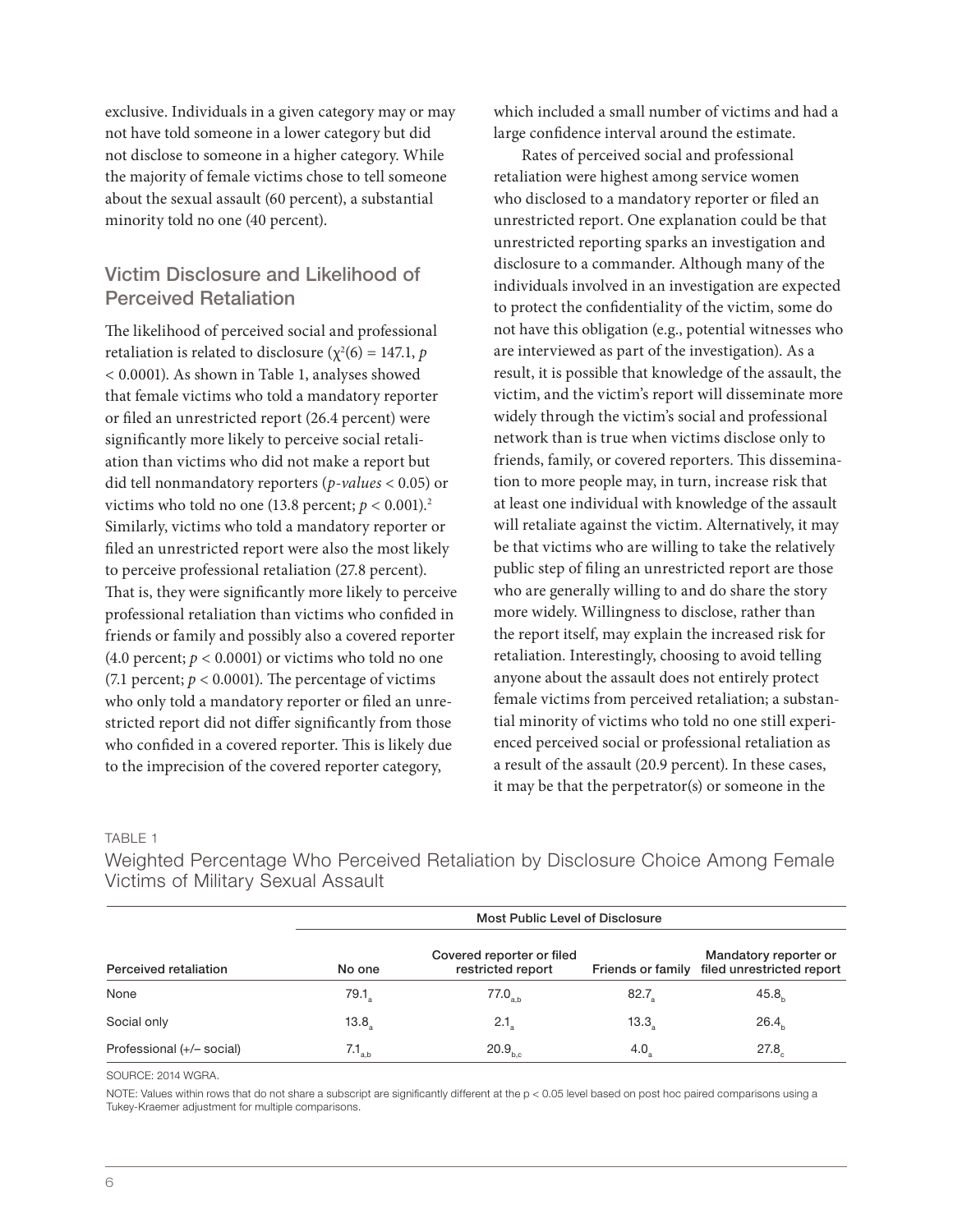exclusive. Individuals in a given category may or may not have told someone in a lower category but did not disclose to someone in a higher category. While the majority of female victims chose to tell someone about the sexual assault (60 percent), a substantial minority told no one (40 percent).

## Victim Disclosure and Likelihood of Perceived Retaliation

The likelihood of perceived social and professional retaliation is related to disclosure ($\chi^2(6) = 147.1$, $p < 0.0001$). As shown in Table 1, analyses showed that female victims who told a mandatory reporter or filed an unrestricted report (26.4 percent) were significantly more likely to perceive social retaliation than victims who did not make a report but did tell nonmandatory reporters (*p-values* < 0.05) or victims who told no one (13.8 percent; $p < 0.001$).[2] Similarly, victims who told a mandatory reporter or filed an unrestricted report were also the most likely to perceive professional retaliation (27.8 percent). That is, they were significantly more likely to perceive professional retaliation than victims who confided in friends or family and possibly also a covered reporter (4.0 percent; $p < 0.0001$) or victims who told no one (7.1 percent; $p < 0.0001$). The percentage of victims who only told a mandatory reporter or filed an unrestricted report did not differ significantly from those who confided in a covered reporter. This is likely due to the imprecision of the covered reporter category, which included a small number of victims and had a large confidence interval around the estimate.

Rates of perceived social and professional retaliation were highest among service women who disclosed to a mandatory reporter or filed an unrestricted report. One explanation could be that unrestricted reporting sparks an investigation and disclosure to a commander. Although many of the individuals involved in an investigation are expected to protect the confidentiality of the victim, some do not have this obligation (e.g., potential witnesses who are interviewed as part of the investigation). As a result, it is possible that knowledge of the assault, the victim, and the victim's report will disseminate more widely through the victim's social and professional network than is true when victims disclose only to friends, family, or covered reporters. This dissemination to more people may, in turn, increase risk that at least one individual with knowledge of the assault will retaliate against the victim. Alternatively, it may be that victims who are willing to take the relatively public step of filing an unrestricted report are those who are generally willing to and do share the story more widely. Willingness to disclose, rather than the report itself, may explain the increased risk for retaliation. Interestingly, choosing to avoid telling anyone about the assault does not entirely protect female victims from perceived retaliation; a substantial minority of victims who told no one still experienced perceived social or professional retaliation as a result of the assault (20.9 percent). In these cases, it may be that the perpetrator(s) or someone in the

TABLE 1

Weighted Percentage Who Perceived Retaliation by Disclosure Choice Among Female Victims of Military Sexual Assault

| | Most Public Level of Disclosure | | | |
|---|---|---|---|---|
| Perceived retaliation | No one | Covered reporter or filed restricted report | Friends or family | Mandatory reporter or filed unrestricted report |
| None | $79.1_{a}$ | $77.0_{a,b}$ | $82.7_{a}$ | $45.8_{b}$ |
| Social only | $13.8_{a}$ | $2.1_{a}$ | $13.3_{a}$ | $26.4_{b}$ |
| Professional (+/– social) | $7.1_{a,b}$ | $20.9_{b,c}$ | $4.0_{a}$ | $27.8_{c}$ |

SOURCE: 2014 WGRA.

NOTE: Values within rows that do not share a subscript are significantly different at the p < 0.05 level based on post hoc paired comparisons using a Tukey-Kraemer adjustment for multiple comparisons.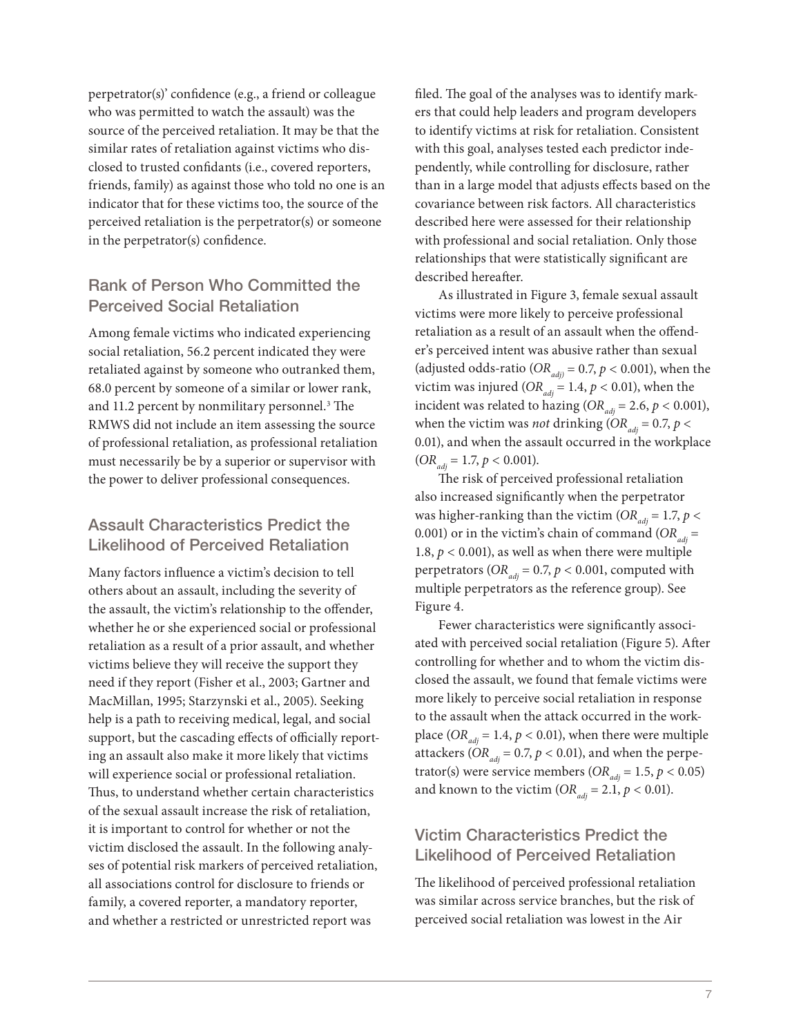perpetrator(s)' confidence (e.g., a friend or colleague who was permitted to watch the assault) was the source of the perceived retaliation. It may be that the similar rates of retaliation against victims who disclosed to trusted confidants (i.e., covered reporters, friends, family) as against those who told no one is an indicator that for these victims too, the source of the perceived retaliation is the perpetrator(s) or someone in the perpetrator(s) confidence.

## Rank of Person Who Committed the Perceived Social Retaliation

Among female victims who indicated experiencing social retaliation, 56.2 percent indicated they were retaliated against by someone who outranked them, 68.0 percent by someone of a similar or lower rank, and 11.2 percent by nonmilitary personnel.[3] The RMWS did not include an item assessing the source of professional retaliation, as professional retaliation must necessarily be by a superior or supervisor with the power to deliver professional consequences.

## Assault Characteristics Predict the Likelihood of Perceived Retaliation

Many factors influence a victim's decision to tell others about an assault, including the severity of the assault, the victim's relationship to the offender, whether he or she experienced social or professional retaliation as a result of a prior assault, and whether victims believe they will receive the support they need if they report (Fisher et al., 2003; Gartner and MacMillan, 1995; Starzynski et al., 2005). Seeking help is a path to receiving medical, legal, and social support, but the cascading effects of officially reporting an assault also make it more likely that victims will experience social or professional retaliation. Thus, to understand whether certain characteristics of the sexual assault increase the risk of retaliation, it is important to control for whether or not the victim disclosed the assault. In the following analyses of potential risk markers of perceived retaliation, all associations control for disclosure to friends or family, a covered reporter, a mandatory reporter, and whether a restricted or unrestricted report was filed. The goal of the analyses was to identify markers that could help leaders and program developers to identify victims at risk for retaliation. Consistent with this goal, analyses tested each predictor independently, while controlling for disclosure, rather than in a large model that adjusts effects based on the covariance between risk factors. All characteristics described here were assessed for their relationship with professional and social retaliation. Only those relationships that were statistically significant are described hereafter.

As illustrated in Figure 3, female sexual assault victims were more likely to perceive professional retaliation as a result of an assault when the offender's perceived intent was abusive rather than sexual (adjusted odds-ratio ($OR_{adj)}$ = 0.7, $p < 0.001$), when the victim was injured ($OR_{adj}$ = 1.4, $p < 0.01$), when the incident was related to hazing ($OR_{adj}$ = 2.6, $p < 0.001$), when the victim was *not* drinking ($OR_{adj}$ = 0.7, $p < 0.01$), and when the assault occurred in the workplace ($OR_{adj}$ = 1.7, $p < 0.001$).

The risk of perceived professional retaliation also increased significantly when the perpetrator was higher-ranking than the victim ($OR_{adj}$ = 1.7, $p < 0.001$) or in the victim's chain of command ($OR_{adj}$ = 1.8, $p < 0.001$), as well as when there were multiple perpetrators ($OR_{adj}$ = 0.7, $p < 0.001$, computed with multiple perpetrators as the reference group). See Figure 4.

Fewer characteristics were significantly associated with perceived social retaliation (Figure 5). After controlling for whether and to whom the victim disclosed the assault, we found that female victims were more likely to perceive social retaliation in response to the assault when the attack occurred in the workplace ($OR_{adj}$ = 1.4, $p < 0.01$), when there were multiple attackers ($OR_{adj}$ = 0.7, $p < 0.01$), and when the perpetrator(s) were service members ($OR_{adj}$ = 1.5, $p < 0.05$) and known to the victim ($OR_{adj}$ = 2.1, $p < 0.01$).

## Victim Characteristics Predict the Likelihood of Perceived Retaliation

The likelihood of perceived professional retaliation was similar across service branches, but the risk of perceived social retaliation was lowest in the Air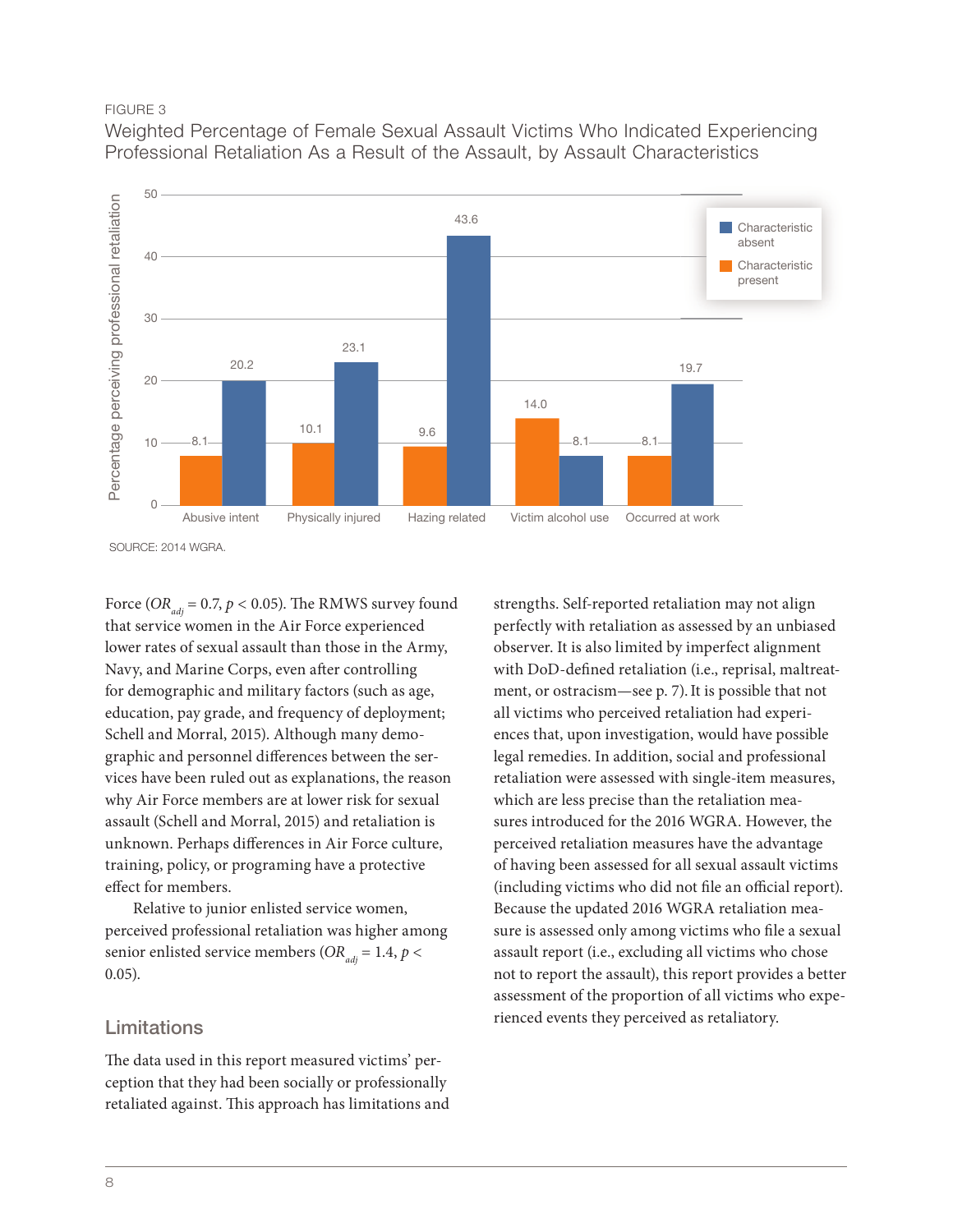FIGURE 3

Weighted Percentage of Female Sexual Assault Victims Who Indicated Experiencing Professional Retaliation As a Result of the Assault, by Assault Characteristics

| Assault characteristic | Characteristic present | Characteristic absent |
|---|---|---|
| Abusive intent | 8.1 | 20.2 |
| Physically injured | 10.1 | 23.1 |
| Hazing related | 9.6 | 43.6 |
| Victim alcohol use | 14.0 | 8.1 |
| Occurred at work | 8.1 | 19.7 |

SOURCE: 2014 WGRA.

Force ($OR_{adj} = 0.7$, $p < 0.05$). The RMWS survey found that service women in the Air Force experienced lower rates of sexual assault than those in the Army, Navy, and Marine Corps, even after controlling for demographic and military factors (such as age, education, pay grade, and frequency of deployment; Schell and Morral, 2015). Although many demographic and personnel differences between the services have been ruled out as explanations, the reason why Air Force members are at lower risk for sexual assault (Schell and Morral, 2015) and retaliation is unknown. Perhaps differences in Air Force culture, training, policy, or programing have a protective effect for members.

Relative to junior enlisted service women, perceived professional retaliation was higher among senior enlisted service members ($OR_{adj} = 1.4$, $p < 0.05$).

## Limitations

The data used in this report measured victims' perception that they had been socially or professionally retaliated against. This approach has limitations and strengths. Self-reported retaliation may not align perfectly with retaliation as assessed by an unbiased observer. It is also limited by imperfect alignment with DoD-defined retaliation (i.e., reprisal, maltreatment, or ostracism—see p. 7). It is possible that not all victims who perceived retaliation had experiences that, upon investigation, would have possible legal remedies. In addition, social and professional retaliation were assessed with single-item measures, which are less precise than the retaliation measures introduced for the 2016 WGRA. However, the perceived retaliation measures have the advantage of having been assessed for all sexual assault victims (including victims who did not file an official report). Because the updated 2016 WGRA retaliation measure is assessed only among victims who file a sexual assault report (i.e., excluding all victims who chose not to report the assault), this report provides a better assessment of the proportion of all victims who experienced events they perceived as retaliatory.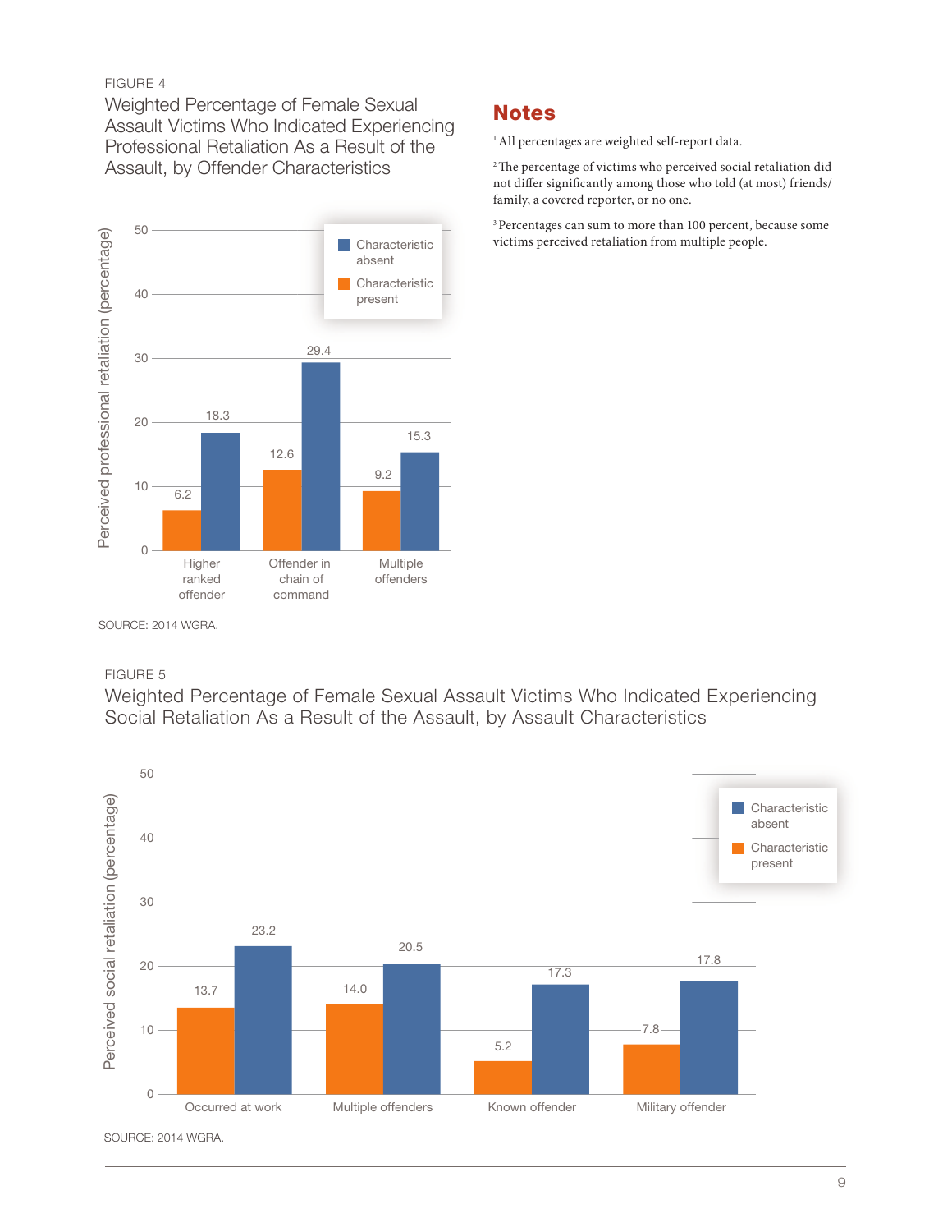FIGURE 4

Weighted Percentage of Female Sexual Assault Victims Who Indicated Experiencing Professional Retaliation As a Result of the Assault, by Offender Characteristics

| Offender characteristic | Characteristic present | Characteristic absent |
| --- | --- | --- |
| Higher ranked offender | 6.2 | 18.3 |
| Offender in chain of command | 12.6 | 29.4 |
| Multiple offenders | 9.2 | 15.3 |

Perceived professional retaliation (percentage)

SOURCE: 2014 WGRA.

## Notes

[1] All percentages are weighted self-report data.

[2] The percentage of victims who perceived social retaliation did not differ significantly among those who told (at most) friends/family, a covered reporter, or no one.

[3] Percentages can sum to more than 100 percent, because some victims perceived retaliation from multiple people.

FIGURE 5

Weighted Percentage of Female Sexual Assault Victims Who Indicated Experiencing Social Retaliation As a Result of the Assault, by Assault Characteristics

| Assault characteristic | Characteristic present | Characteristic absent |
| --- | --- | --- |
| Occurred at work | 13.7 | 23.2 |
| Multiple offenders | 14.0 | 20.5 |
| Known offender | 5.2 | 17.3 |
| Military offender | 7.8 | 17.8 |

Perceived social retaliation (percentage)

SOURCE: 2014 WGRA.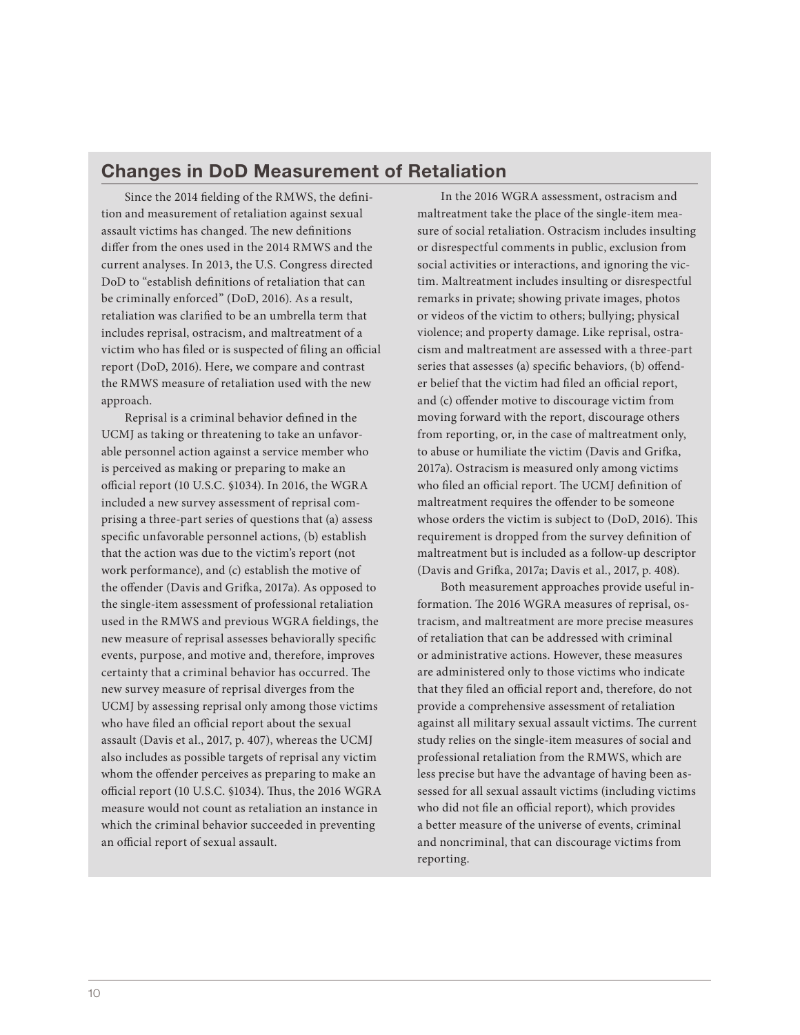## Changes in DoD Measurement of Retaliation

Since the 2014 fielding of the RMWS, the definition and measurement of retaliation against sexual assault victims has changed. The new definitions differ from the ones used in the 2014 RMWS and the current analyses. In 2013, the U.S. Congress directed DoD to "establish definitions of retaliation that can be criminally enforced" (DoD, 2016). As a result, retaliation was clarified to be an umbrella term that includes reprisal, ostracism, and maltreatment of a victim who has filed or is suspected of filing an official report (DoD, 2016). Here, we compare and contrast the RMWS measure of retaliation used with the new approach.

Reprisal is a criminal behavior defined in the UCMJ as taking or threatening to take an unfavorable personnel action against a service member who is perceived as making or preparing to make an official report (10 U.S.C. §1034). In 2016, the WGRA included a new survey assessment of reprisal comprising a three-part series of questions that (a) assess specific unfavorable personnel actions, (b) establish that the action was due to the victim's report (not work performance), and (c) establish the motive of the offender (Davis and Grifka, 2017a). As opposed to the single-item assessment of professional retaliation used in the RMWS and previous WGRA fieldings, the new measure of reprisal assesses behaviorally specific events, purpose, and motive and, therefore, improves certainty that a criminal behavior has occurred. The new survey measure of reprisal diverges from the UCMJ by assessing reprisal only among those victims who have filed an official report about the sexual assault (Davis et al., 2017, p. 407), whereas the UCMJ also includes as possible targets of reprisal any victim whom the offender perceives as preparing to make an official report (10 U.S.C. §1034). Thus, the 2016 WGRA measure would not count as retaliation an instance in which the criminal behavior succeeded in preventing an official report of sexual assault.

In the 2016 WGRA assessment, ostracism and maltreatment take the place of the single-item measure of social retaliation. Ostracism includes insulting or disrespectful comments in public, exclusion from social activities or interactions, and ignoring the victim. Maltreatment includes insulting or disrespectful remarks in private; showing private images, photos or videos of the victim to others; bullying; physical violence; and property damage. Like reprisal, ostracism and maltreatment are assessed with a three-part series that assesses (a) specific behaviors, (b) offender belief that the victim had filed an official report, and (c) offender motive to discourage victim from moving forward with the report, discourage others from reporting, or, in the case of maltreatment only, to abuse or humiliate the victim (Davis and Grifka, 2017a). Ostracism is measured only among victims who filed an official report. The UCMJ definition of maltreatment requires the offender to be someone whose orders the victim is subject to (DoD, 2016). This requirement is dropped from the survey definition of maltreatment but is included as a follow-up descriptor (Davis and Grifka, 2017a; Davis et al., 2017, p. 408).

Both measurement approaches provide useful information. The 2016 WGRA measures of reprisal, ostracism, and maltreatment are more precise measures of retaliation that can be addressed with criminal or administrative actions. However, these measures are administered only to those victims who indicate that they filed an official report and, therefore, do not provide a comprehensive assessment of retaliation against all military sexual assault victims. The current study relies on the single-item measures of social and professional retaliation from the RMWS, which are less precise but have the advantage of having been assessed for all sexual assault victims (including victims who did not file an official report), which provides a better measure of the universe of events, criminal and noncriminal, that can discourage victims from reporting.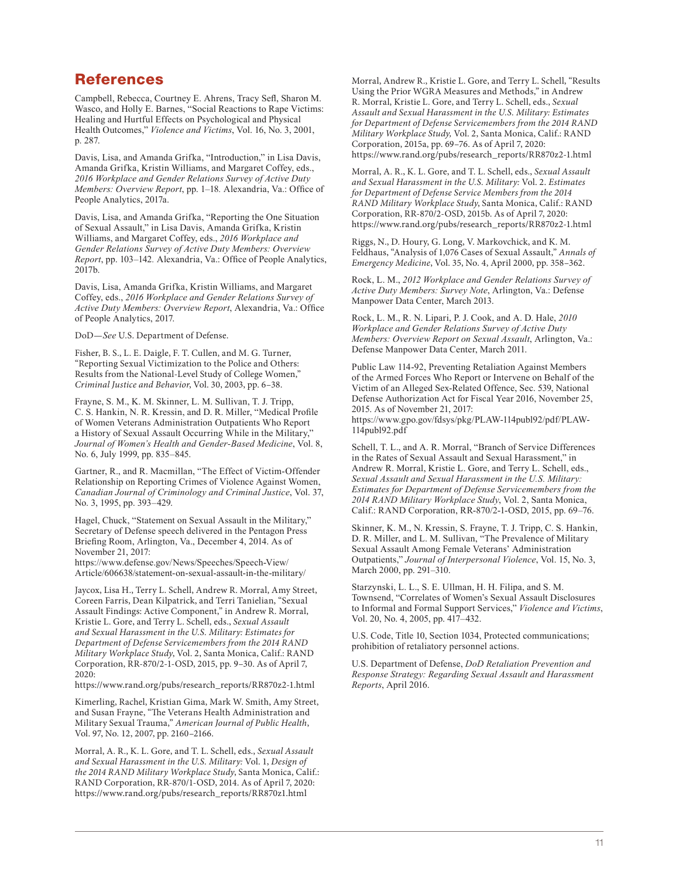## References

Campbell, Rebecca, Courtney E. Ahrens, Tracy Sefl, Sharon M. Wasco, and Holly E. Barnes, "Social Reactions to Rape Victims: Healing and Hurtful Effects on Psychological and Physical Health Outcomes," *Violence and Victims*, Vol. 16, No. 3, 2001, p. 287.

Davis, Lisa, and Amanda Grifka, "Introduction," in Lisa Davis, Amanda Grifka, Kristin Williams, and Margaret Coffey, eds., *2016 Workplace and Gender Relations Survey of Active Duty Members: Overview Report*, pp. 1–18. Alexandria, Va.: Office of People Analytics, 2017a.

Davis, Lisa, and Amanda Grifka, "Reporting the One Situation of Sexual Assault," in Lisa Davis, Amanda Grifka, Kristin Williams, and Margaret Coffey, eds., *2016 Workplace and Gender Relations Survey of Active Duty Members: Overview Report*, pp. 103–142. Alexandria, Va.: Office of People Analytics, 2017b.

Davis, Lisa, Amanda Grifka, Kristin Williams, and Margaret Coffey, eds., *2016 Workplace and Gender Relations Survey of Active Duty Members: Overview Report*, Alexandria, Va.: Office of People Analytics, 2017.

DoD—*See* U.S. Department of Defense.

Fisher, B. S., L. E. Daigle, F. T. Cullen, and M. G. Turner, "Reporting Sexual Victimization to the Police and Others: Results from the National-Level Study of College Women," *Criminal Justice and Behavior*, Vol. 30, 2003, pp. 6–38.

Frayne, S. M., K. M. Skinner, L. M. Sullivan, T. J. Tripp, C. S. Hankin, N. R. Kressin, and D. R. Miller, "Medical Profile of Women Veterans Administration Outpatients Who Report a History of Sexual Assault Occurring While in the Military," *Journal of Women's Health and Gender-Based Medicine*, Vol. 8, No. 6, July 1999, pp. 835–845.

Gartner, R., and R. Macmillan, "The Effect of Victim-Offender Relationship on Reporting Crimes of Violence Against Women, *Canadian Journal of Criminology and Criminal Justice*, Vol. 37, No. 3, 1995, pp. 393–429.

Hagel, Chuck, "Statement on Sexual Assault in the Military," Secretary of Defense speech delivered in the Pentagon Press Briefing Room, Arlington, Va., December 4, 2014. As of November 21, 2017:
https://www.defense.gov/News/Speeches/Speech-View/Article/606638/statement-on-sexual-assault-in-the-military/

Jaycox, Lisa H., Terry L. Schell, Andrew R. Morral, Amy Street, Coreen Farris, Dean Kilpatrick, and Terri Tanielian, "Sexual Assault Findings: Active Component," in Andrew R. Morral, Kristie L. Gore, and Terry L. Schell, eds., *Sexual Assault and Sexual Harassment in the U.S. Military: Estimates for Department of Defense Servicemembers from the 2014 RAND Military Workplace Study*, Vol. 2, Santa Monica, Calif.: RAND Corporation, RR-870/2-1-OSD, 2015, pp. 9–30. As of April 7, 2020:
https://www.rand.org/pubs/research_reports/RR870z2-1.html

Kimerling, Rachel, Kristian Gima, Mark W. Smith, Amy Street, and Susan Frayne, "The Veterans Health Administration and Military Sexual Trauma," *American Journal of Public Health*, Vol. 97, No. 12, 2007, pp. 2160–2166.

Morral, A. R., K. L. Gore, and T. L. Schell, eds., *Sexual Assault and Sexual Harassment in the U.S. Military:* Vol. 1, *Design of the 2014 RAND Military Workplace Study*, Santa Monica, Calif.: RAND Corporation, RR-870/1-OSD, 2014. As of April 7, 2020:
https://www.rand.org/pubs/research_reports/RR870z1.html

Morral, Andrew R., Kristie L. Gore, and Terry L. Schell, "Results Using the Prior WGRA Measures and Methods," in Andrew R. Morral, Kristie L. Gore, and Terry L. Schell, eds., *Sexual Assault and Sexual Harassment in the U.S. Military: Estimates for Department of Defense Servicemembers from the 2014 RAND Military Workplace Study,* Vol. 2, Santa Monica, Calif.: RAND Corporation, 2015a, pp. 69–76. As of April 7, 2020:
https://www.rand.org/pubs/research_reports/RR870z2-1.html

Morral, A. R., K. L. Gore, and T. L. Schell, eds., *Sexual Assault and Sexual Harassment in the U.S. Military:* Vol. 2. *Estimates for Department of Defense Service Members from the 2014 RAND Military Workplace Study*, Santa Monica, Calif.: RAND Corporation, RR-870/2-OSD, 2015b. As of April 7, 2020:
https://www.rand.org/pubs/research_reports/RR870z2-1.html

Riggs, N., D. Houry, G. Long, V. Markovchick, and K. M. Feldhaus, "Analysis of 1,076 Cases of Sexual Assault," *Annals of Emergency Medicine*, Vol. 35, No. 4, April 2000, pp. 358–362.

Rock, L. M., *2012 Workplace and Gender Relations Survey of Active Duty Members: Survey Note*, Arlington, Va.: Defense Manpower Data Center, March 2013.

Rock, L. M., R. N. Lipari, P. J. Cook, and A. D. Hale, *2010 Workplace and Gender Relations Survey of Active Duty Members: Overview Report on Sexual Assault*, Arlington, Va.: Defense Manpower Data Center, March 2011.

Public Law 114-92, Preventing Retaliation Against Members of the Armed Forces Who Report or Intervene on Behalf of the Victim of an Alleged Sex-Related Offence, Sec. 539, National Defense Authorization Act for Fiscal Year 2016, November 25, 2015. As of November 21, 2017:
https://www.gpo.gov/fdsys/pkg/PLAW-114publ92/pdf/PLAW-114publ92.pdf

Schell, T. L., and A. R. Morral, "Branch of Service Differences in the Rates of Sexual Assault and Sexual Harassment," in Andrew R. Morral, Kristie L. Gore, and Terry L. Schell, eds., *Sexual Assault and Sexual Harassment in the U.S. Military: Estimates for Department of Defense Servicemembers from the 2014 RAND Military Workplace Study*, Vol. 2, Santa Monica, Calif.: RAND Corporation, RR-870/2-1-OSD, 2015, pp. 69–76.

Skinner, K. M., N. Kressin, S. Frayne, T. J. Tripp, C. S. Hankin, D. R. Miller, and L. M. Sullivan, "The Prevalence of Military Sexual Assault Among Female Veterans' Administration Outpatients," *Journal of Interpersonal Violence*, Vol. 15, No. 3, March 2000, pp. 291–310.

Starzynski, L. L., S. E. Ullman, H. H. Filipa, and S. M. Townsend, "Correlates of Women's Sexual Assault Disclosures to Informal and Formal Support Services," *Violence and Victims*, Vol. 20, No. 4, 2005, pp. 417–432.

U.S. Code, Title 10, Section 1034, Protected communications; prohibition of retaliatory personnel actions.

U.S. Department of Defense, *DoD Retaliation Prevention and Response Strategy: Regarding Sexual Assault and Harassment Reports*, April 2016.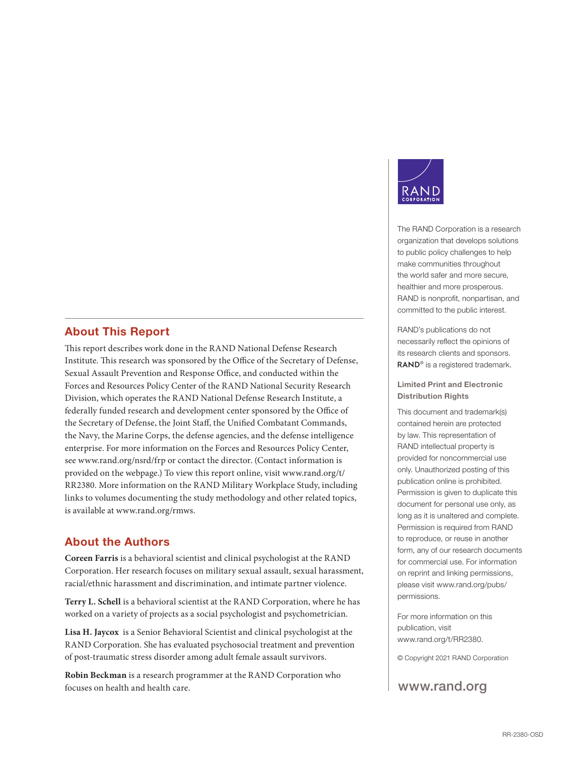## About This Report

This report describes work done in the RAND National Defense Research Institute. This research was sponsored by the Office of the Secretary of Defense, Sexual Assault Prevention and Response Office, and conducted within the Forces and Resources Policy Center of the RAND National Security Research Division, which operates the RAND National Defense Research Institute, a federally funded research and development center sponsored by the Office of the Secretary of Defense, the Joint Staff, the Unified Combatant Commands, the Navy, the Marine Corps, the defense agencies, and the defense intelligence enterprise. For more information on the Forces and Resources Policy Center, see www.rand.org/nsrd/frp or contact the director. (Contact information is provided on the webpage.) To view this report online, visit www.rand.org/t/RR2380. More information on the RAND Military Workplace Study, including links to volumes documenting the study methodology and other related topics, is available at www.rand.org/rmws.

## About the Authors

**Coreen Farris** is a behavioral scientist and clinical psychologist at the RAND Corporation. Her research focuses on military sexual assault, sexual harassment, racial/ethnic harassment and discrimination, and intimate partner violence.

**Terry L. Schell** is a behavioral scientist at the RAND Corporation, where he has worked on a variety of projects as a social psychologist and psychometrician.

**Lisa H. Jaycox** is a Senior Behavioral Scientist and clinical psychologist at the RAND Corporation. She has evaluated psychosocial treatment and prevention of post-traumatic stress disorder among adult female assault survivors.

**Robin Beckman** is a research programmer at the RAND Corporation who focuses on health and health care.

RAND CORPORATION

The RAND Corporation is a research organization that develops solutions to public policy challenges to help make communities throughout the world safer and more secure, healthier and more prosperous. RAND is nonprofit, nonpartisan, and committed to the public interest.

RAND's publications do not necessarily reflect the opinions of its research clients and sponsors. **RAND**® is a registered trademark.

**Limited Print and Electronic Distribution Rights**

This document and trademark(s) contained herein are protected by law. This representation of RAND intellectual property is provided for noncommercial use only. Unauthorized posting of this publication online is prohibited. Permission is given to duplicate this document for personal use only, as long as it is unaltered and complete. Permission is required from RAND to reproduce, or reuse in another form, any of our research documents for commercial use. For information on reprint and linking permissions, please visit www.rand.org/pubs/permissions.

For more information on this publication, visit www.rand.org/t/RR2380.

© Copyright 2021 RAND Corporation

www.rand.org

RR-2380-OSD